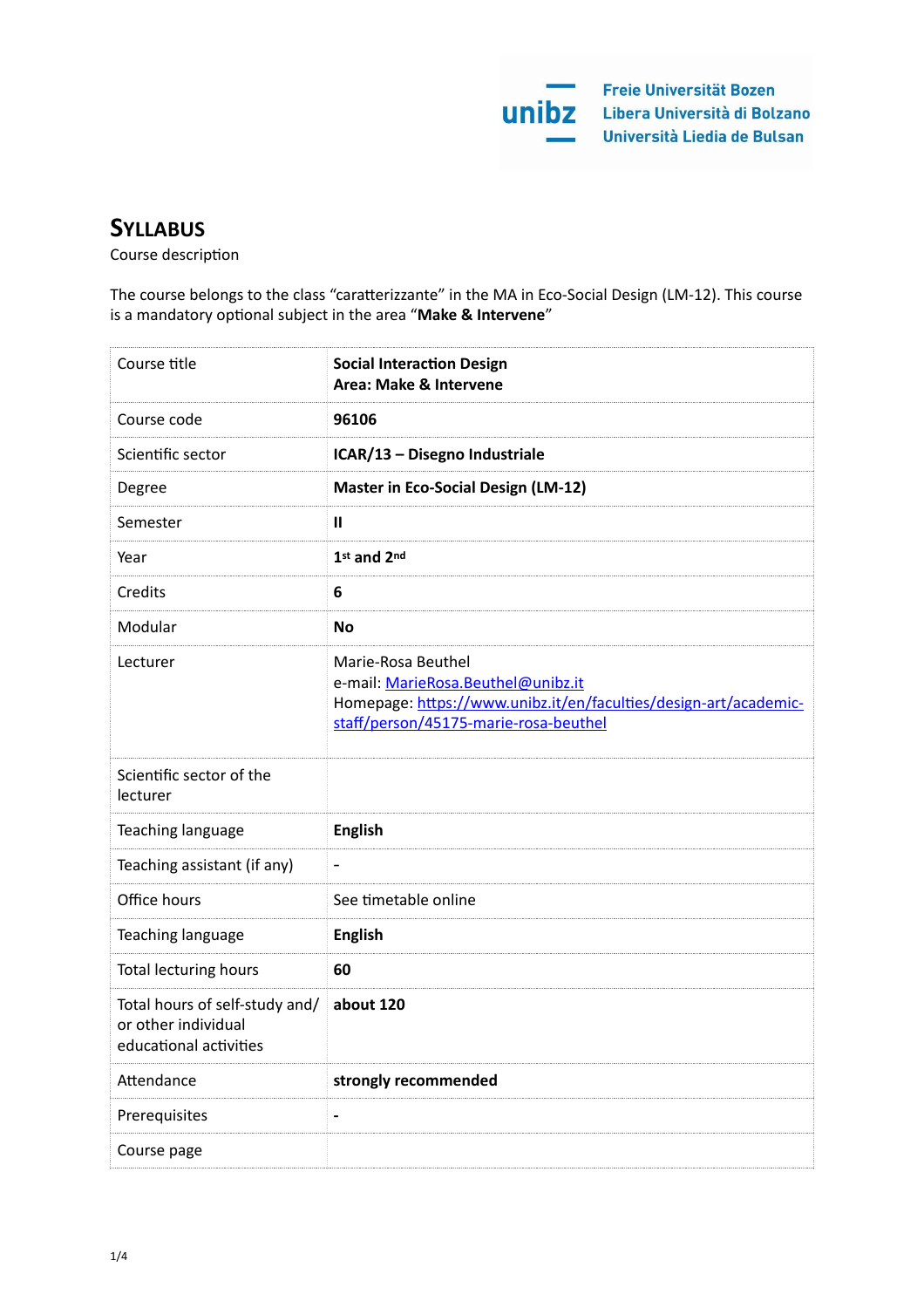Freie Universität Bozen
Libera Università di Bolzano
Università Liedia de Bulsan

# Syllabus

Course description

The course belongs to the class "caratterizzante" in the MA in Eco-Social Design (LM-12). This course is a mandatory optional subject in the area "**Make & Intervene**"

| Course title | **Social Interaction Design**<br>**Area: Make & Intervene** |
|---|---|
| Course code | **96106** |
| Scientific sector | **ICAR/13 – Disegno Industriale** |
| Degree | **Master in Eco-Social Design (LM-12)** |
| Semester | **II** |
| Year | **1st and 2nd** |
| Credits | **6** |
| Modular | **No** |
| Lecturer | Marie-Rosa Beuthel<br>e-mail: MarieRosa.Beuthel@unibz.it<br>Homepage: https://www.unibz.it/en/faculties/design-art/academic-staff/person/45175-marie-rosa-beuthel |
| Scientific sector of the lecturer | |
| Teaching language | **English** |
| Teaching assistant (if any) | - |
| Office hours | See timetable online |
| Teaching language | **English** |
| Total lecturing hours | **60** |
| Total hours of self-study and/ or other individual educational activities | **about 120** |
| Attendance | **strongly recommended** |
| Prerequisites | **-** |
| Course page | |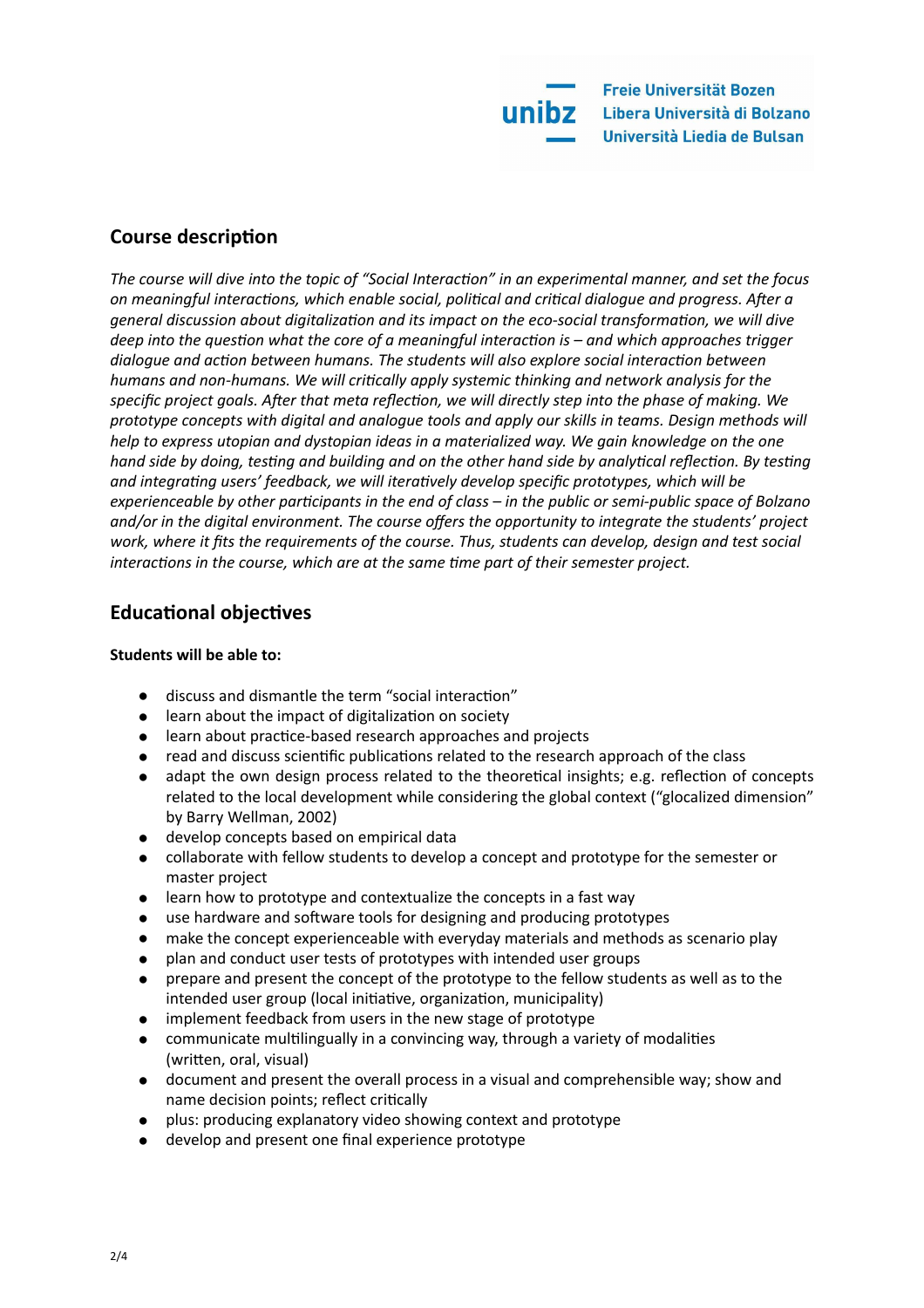## Course description

*The course will dive into the topic of "Social Interaction" in an experimental manner, and set the focus on meaningful interactions, which enable social, political and critical dialogue and progress. After a general discussion about digitalization and its impact on the eco-social transformation, we will dive deep into the question what the core of a meaningful interaction is – and which approaches trigger dialogue and action between humans. The students will also explore social interaction between humans and non-humans. We will critically apply systemic thinking and network analysis for the specific project goals. After that meta reflection, we will directly step into the phase of making. We prototype concepts with digital and analogue tools and apply our skills in teams. Design methods will help to express utopian and dystopian ideas in a materialized way. We gain knowledge on the one hand side by doing, testing and building and on the other hand side by analytical reflection. By testing and integrating users' feedback, we will iteratively develop specific prototypes, which will be experienceable by other participants in the end of class – in the public or semi-public space of Bolzano and/or in the digital environment. The course offers the opportunity to integrate the students' project work, where it fits the requirements of the course. Thus, students can develop, design and test social interactions in the course, which are at the same time part of their semester project.*

## Educational objectives

**Students will be able to:**

- discuss and dismantle the term "social interaction"
- learn about the impact of digitalization on society
- learn about practice-based research approaches and projects
- read and discuss scientific publications related to the research approach of the class
- adapt the own design process related to the theoretical insights; e.g. reflection of concepts related to the local development while considering the global context ("glocalized dimension" by Barry Wellman, 2002)
- develop concepts based on empirical data
- collaborate with fellow students to develop a concept and prototype for the semester or master project
- learn how to prototype and contextualize the concepts in a fast way
- use hardware and software tools for designing and producing prototypes
- make the concept experienceable with everyday materials and methods as scenario play
- plan and conduct user tests of prototypes with intended user groups
- prepare and present the concept of the prototype to the fellow students as well as to the intended user group (local initiative, organization, municipality)
- implement feedback from users in the new stage of prototype
- communicate multilingually in a convincing way, through a variety of modalities (written, oral, visual)
- document and present the overall process in a visual and comprehensible way; show and name decision points; reflect critically
- plus: producing explanatory video showing context and prototype
- develop and present one final experience prototype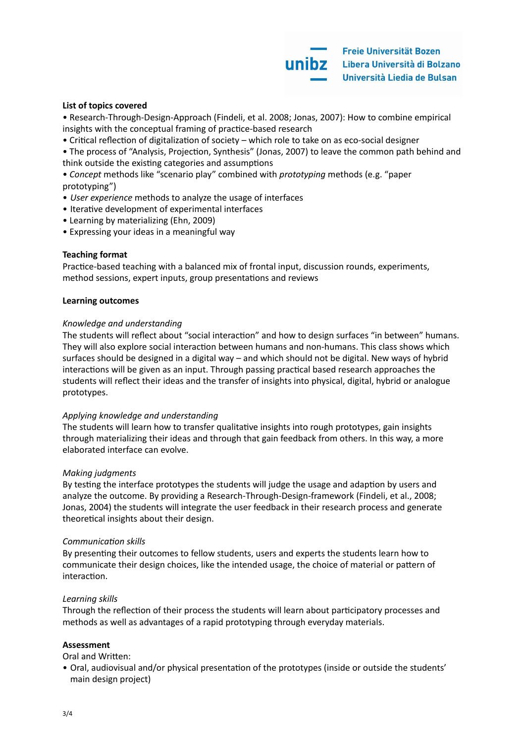**List of topics covered**

- Research-Through-Design-Approach (Findeli, et al. 2008; Jonas, 2007): How to combine empirical insights with the conceptual framing of practice-based research
- Critical reflection of digitalization of society – which role to take on as eco-social designer
- The process of "Analysis, Projection, Synthesis" (Jonas, 2007) to leave the common path behind and think outside the existing categories and assumptions
- *Concept* methods like "scenario play" combined with *prototyping* methods (e.g. "paper prototyping")
- *User experience* methods to analyze the usage of interfaces
- Iterative development of experimental interfaces
- Learning by materializing (Ehn, 2009)
- Expressing your ideas in a meaningful way

**Teaching format**

Practice-based teaching with a balanced mix of frontal input, discussion rounds, experiments, method sessions, expert inputs, group presentations and reviews

**Learning outcomes**

*Knowledge and understanding*

The students will reflect about "social interaction" and how to design surfaces "in between" humans. They will also explore social interaction between humans and non-humans. This class shows which surfaces should be designed in a digital way – and which should not be digital. New ways of hybrid interactions will be given as an input. Through passing practical based research approaches the students will reflect their ideas and the transfer of insights into physical, digital, hybrid or analogue prototypes.

*Applying knowledge and understanding*

The students will learn how to transfer qualitative insights into rough prototypes, gain insights through materializing their ideas and through that gain feedback from others. In this way, a more elaborated interface can evolve.

*Making judgments*

By testing the interface prototypes the students will judge the usage and adaption by users and analyze the outcome. By providing a Research-Through-Design-framework (Findeli, et al., 2008; Jonas, 2004) the students will integrate the user feedback in their research process and generate theoretical insights about their design.

*Communication skills*

By presenting their outcomes to fellow students, users and experts the students learn how to communicate their design choices, like the intended usage, the choice of material or pattern of interaction.

*Learning skills*

Through the reflection of their process the students will learn about participatory processes and methods as well as advantages of a rapid prototyping through everyday materials.

**Assessment**

Oral and Written:

- Oral, audiovisual and/or physical presentation of the prototypes (inside or outside the students' main design project)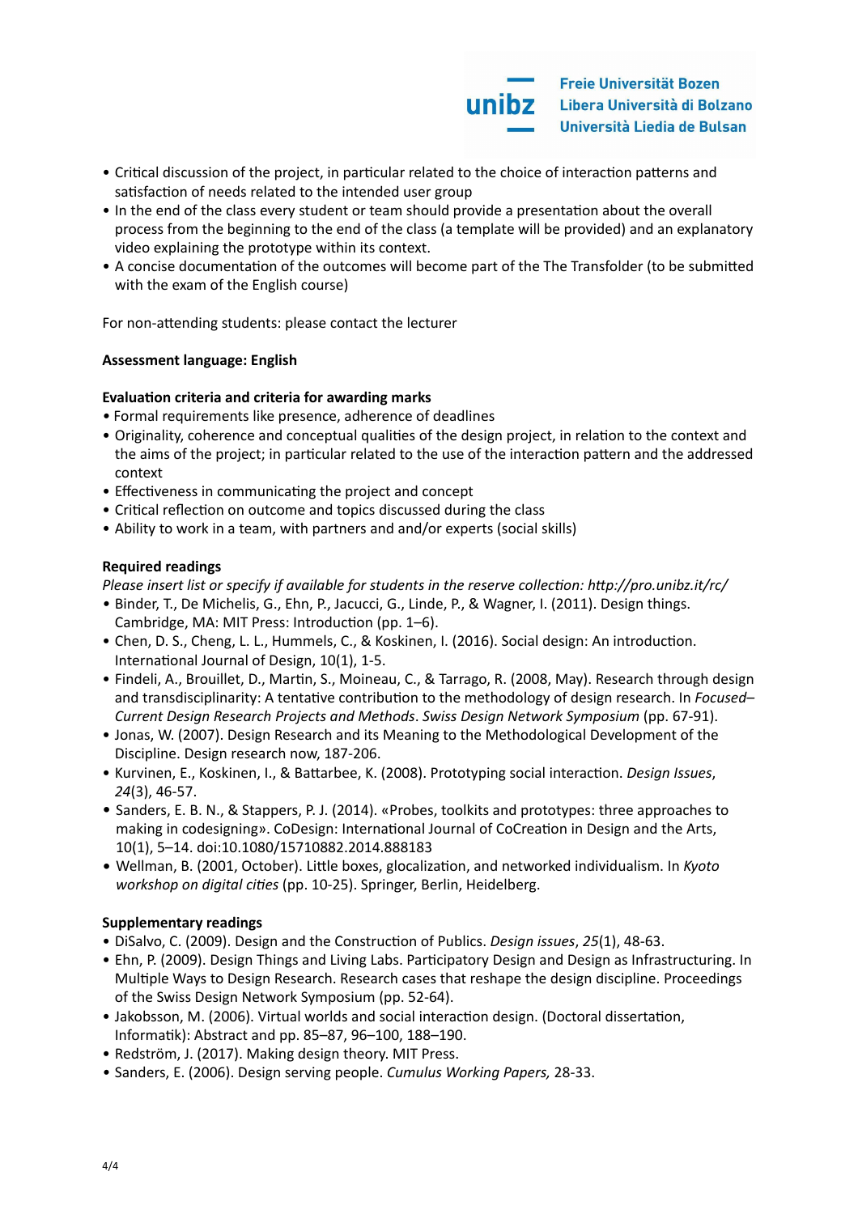- Critical discussion of the project, in particular related to the choice of interaction patterns and satisfaction of needs related to the intended user group
- In the end of the class every student or team should provide a presentation about the overall process from the beginning to the end of the class (a template will be provided) and an explanatory video explaining the prototype within its context.
- A concise documentation of the outcomes will become part of the The Transfolder (to be submitted with the exam of the English course)

For non-attending students: please contact the lecturer

**Assessment language: English**

**Evaluation criteria and criteria for awarding marks**

- Formal requirements like presence, adherence of deadlines
- Originality, coherence and conceptual qualities of the design project, in relation to the context and the aims of the project; in particular related to the use of the interaction pattern and the addressed context
- Effectiveness in communicating the project and concept
- Critical reflection on outcome and topics discussed during the class
- Ability to work in a team, with partners and/or experts (social skills)

**Required readings**

*Please insert list or specify if available for students in the reserve collection: http://pro.unibz.it/rc/*

- Binder, T., De Michelis, G., Ehn, P., Jacucci, G., Linde, P., & Wagner, I. (2011). Design things. Cambridge, MA: MIT Press: Introduction (pp. 1–6).
- Chen, D. S., Cheng, L. L., Hummels, C., & Koskinen, I. (2016). Social design: An introduction. International Journal of Design, 10(1), 1-5.
- Findeli, A., Brouillet, D., Martin, S., Moineau, C., & Tarrago, R. (2008, May). Research through design and transdisciplinarity: A tentative contribution to the methodology of design research. In *Focused– Current Design Research Projects and Methods*. *Swiss Design Network Symposium* (pp. 67-91).
- Jonas, W. (2007). Design Research and its Meaning to the Methodological Development of the Discipline. Design research now, 187-206.
- Kurvinen, E., Koskinen, I., & Battarbee, K. (2008). Prototyping social interaction. *Design Issues*, *24*(3), 46-57.
- Sanders, E. B. N., & Stappers, P. J. (2014). «Probes, toolkits and prototypes: three approaches to making in codesigning». CoDesign: International Journal of CoCreation in Design and the Arts, 10(1), 5–14. doi:10.1080/15710882.2014.888183
- Wellman, B. (2001, October). Little boxes, glocalization, and networked individualism. In *Kyoto workshop on digital cities* (pp. 10-25). Springer, Berlin, Heidelberg.

**Supplementary readings**

- DiSalvo, C. (2009). Design and the Construction of Publics. *Design issues*, *25*(1), 48-63.
- Ehn, P. (2009). Design Things and Living Labs. Participatory Design and Design as Infrastructuring. In Multiple Ways to Design Research. Research cases that reshape the design discipline. Proceedings of the Swiss Design Network Symposium (pp. 52-64).
- Jakobsson, M. (2006). Virtual worlds and social interaction design. (Doctoral dissertation, Informatik): Abstract and pp. 85–87, 96–100, 188–190.
- Redström, J. (2017). Making design theory. MIT Press.
- Sanders, E. (2006). Design serving people. *Cumulus Working Papers,* 28-33.